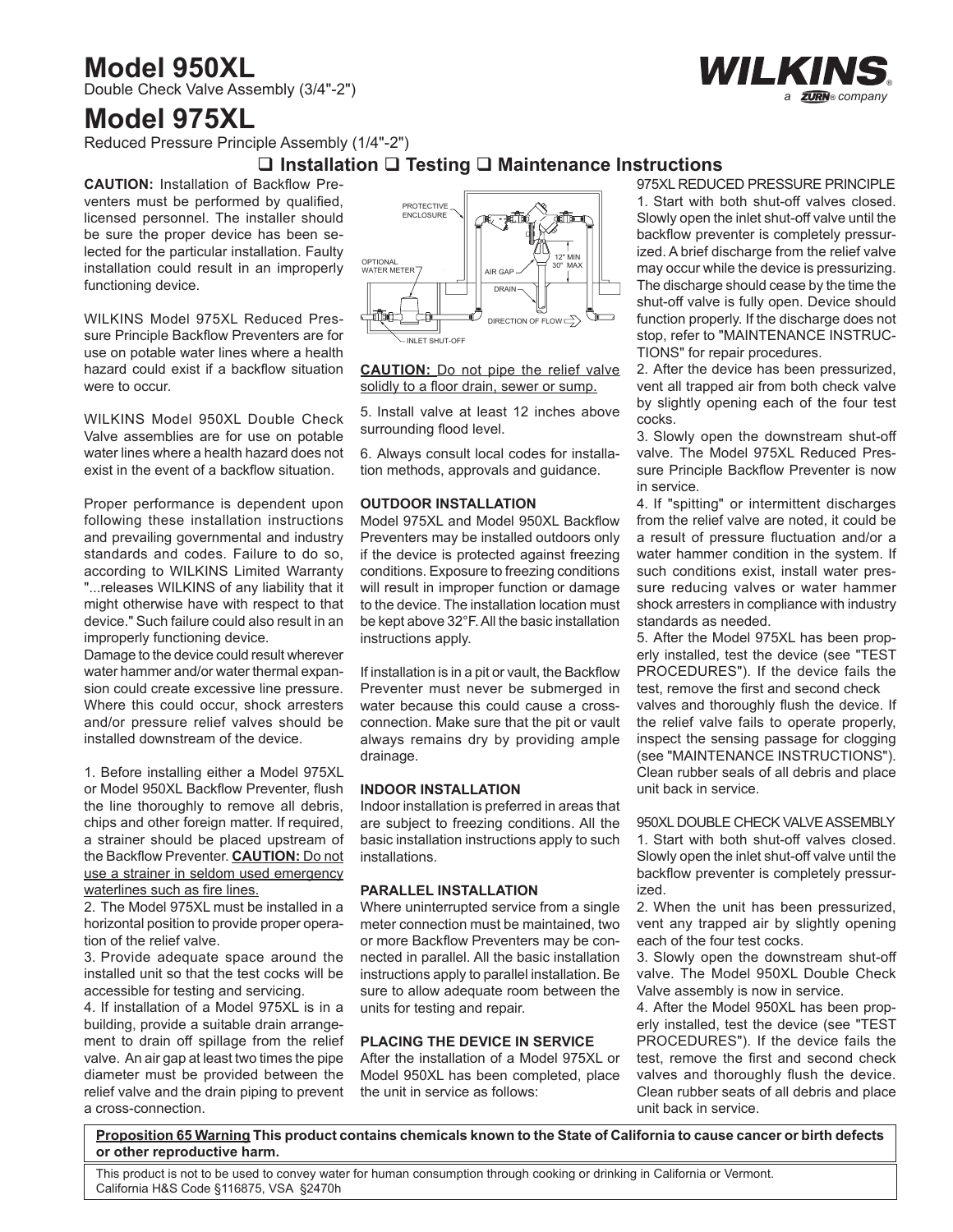# Model 950XL

Double Check Valve Assembly (3/4"-2")

# Model 975XL

Reduced Pressure Principle Assembly (1/4"-2")

WILKINS a ZURN® company

## ❑ Installation ❑ Testing ❑ Maintenance Instructions

**CAUTION:** Installation of Backflow Preventers must be performed by qualified, licensed personnel. The installer should be sure the proper device has been selected for the particular installation. Faulty installation could result in an improperly functioning device.

WILKINS Model 975XL Reduced Pressure Principle Backflow Preventers are for use on potable water lines where a health hazard could exist if a backflow situation were to occur.

WILKINS Model 950XL Double Check Valve assemblies are for use on potable water lines where a health hazard does not exist in the event of a backflow situation.

Proper performance is dependent upon following these installation instructions and prevailing governmental and industry standards and codes. Failure to do so, according to WILKINS Limited Warranty "...releases WILKINS of any liability that it might otherwise have with respect to that device." Such failure could also result in an improperly functioning device.

Damage to the device could result wherever water hammer and/or water thermal expansion could create excessive line pressure. Where this could occur, shock arresters and/or pressure relief valves should be installed downstream of the device.

1. Before installing either a Model 975XL or Model 950XL Backflow Preventer, flush the line thoroughly to remove all debris, chips and other foreign matter. If required, a strainer should be placed upstream of the Backflow Preventer. **CAUTION:** Do not use a strainer in seldom used emergency waterlines such as fire lines.
2. The Model 975XL must be installed in a horizontal position to provide proper operation of the relief valve.
3. Provide adequate space around the installed unit so that the test cocks will be accessible for testing and servicing.
4. If installation of a Model 975XL is in a building, provide a suitable drain arrangement to drain off spillage from the relief valve. An air gap at least two times the pipe diameter must be provided between the relief valve and the drain piping to prevent a cross-connection.

PROTECTIVE ENCLOSURE · OPTIONAL WATER METER · AIR GAP · DRAIN · 12" MIN 30" MAX · DIRECTION OF FLOW · INLET SHUT-OFF

**CAUTION:** Do not pipe the relief valve solidly to a floor drain, sewer or sump.

5. Install valve at least 12 inches above surrounding flood level.
6. Always consult local codes for installation methods, approvals and guidance.

### OUTDOOR INSTALLATION

Model 975XL and Model 950XL Backflow Preventers may be installed outdoors only if the device is protected against freezing conditions. Exposure to freezing conditions will result in improper function or damage to the device. The installation location must be kept above 32°F. All the basic installation instructions apply.

If installation is in a pit or vault, the Backflow Preventer must never be submerged in water because this could cause a cross-connection. Make sure that the pit or vault always remains dry by providing ample drainage.

### INDOOR INSTALLATION

Indoor installation is preferred in areas that are subject to freezing conditions. All the basic installation instructions apply to such installations.

### PARALLEL INSTALLATION

Where uninterrupted service from a single meter connection must be maintained, two or more Backflow Preventers may be connected in parallel. All the basic installation instructions apply to parallel installation. Be sure to allow adequate room between the units for testing and repair.

### PLACING THE DEVICE IN SERVICE

After the installation of a Model 975XL or Model 950XL has been completed, place the unit in service as follows:

975XL REDUCED PRESSURE PRINCIPLE

1. Start with both shut-off valves closed. Slowly open the inlet shut-off valve until the backflow preventer is completely pressurized. A brief discharge from the relief valve may occur while the device is pressurizing. The discharge should cease by the time the shut-off valve is fully open. Device should function properly. If the discharge does not stop, refer to "MAINTENANCE INSTRUCTIONS" for repair procedures.
2. After the device has been pressurized, vent all trapped air from both check valve by slightly opening each of the four test cocks.
3. Slowly open the downstream shut-off valve. The Model 975XL Reduced Pressure Principle Backflow Preventer is now in service.
4. If "spitting" or intermittent discharges from the relief valve are noted, it could be a result of pressure fluctuation and/or a water hammer condition in the system. If such conditions exist, install water pressure reducing valves or water hammer shock arresters in compliance with industry standards as needed.
5. After the Model 975XL has been properly installed, test the device (see "TEST PROCEDURES"). If the device fails the test, remove the first and second check valves and thoroughly flush the device. If the relief valve fails to operate properly, inspect the sensing passage for clogging (see "MAINTENANCE INSTRUCTIONS"). Clean rubber seals of all debris and place unit back in service.

950XL DOUBLE CHECK VALVE ASSEMBLY

1. Start with both shut-off valves closed. Slowly open the inlet shut-off valve until the backflow preventer is completely pressurized.
2. When the unit has been pressurized, vent any trapped air by slightly opening each of the four test cocks.
3. Slowly open the downstream shut-off valve. The Model 950XL Double Check Valve assembly is now in service.
4. After the Model 950XL has been properly installed, test the device (see "TEST PROCEDURES"). If the device fails the test, remove the first and second check valves and thoroughly flush the device. Clean rubber seats of all debris and place unit back in service.

**Proposition 65 Warning This product contains chemicals known to the State of California to cause cancer or birth defects or other reproductive harm.**

This product is not to be used to convey water for human consumption through cooking or drinking in California or Vermont. California H&S Code §116875, VSA §2470h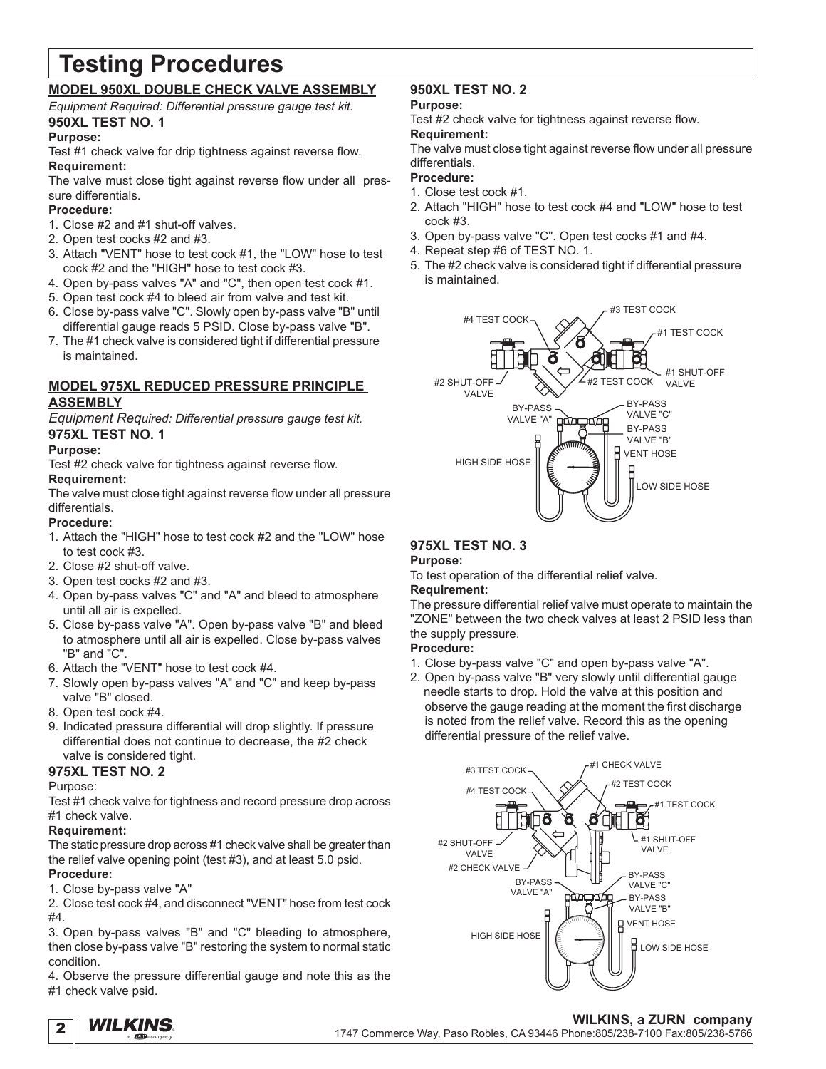# Testing Procedures

## MODEL 950XL DOUBLE CHECK VALVE ASSEMBLY

*Equipment Required: Differential pressure gauge test kit.*

### 950XL TEST NO. 1

**Purpose:**

Test #1 check valve for drip tightness against reverse flow.

**Requirement:**

The valve must close tight against reverse flow under all pressure differentials.

**Procedure:**

1. Close #2 and #1 shut-off valves.
2. Open test cocks #2 and #3.
3. Attach "VENT" hose to test cock #1, the "LOW" hose to test cock #2 and the "HIGH" hose to test cock #3.
4. Open by-pass valves "A" and "C", then open test cock #1.
5. Open test cock #4 to bleed air from valve and test kit.
6. Close by-pass valve "C". Slowly open by-pass valve "B" until differential gauge reads 5 PSID. Close by-pass valve "B".
7. The #1 check valve is considered tight if differential pressure is maintained.

## MODEL 975XL REDUCED PRESSURE PRINCIPLE ASSEMBLY

*Equipment Required: Differential pressure gauge test kit.*

### 975XL TEST NO. 1

**Purpose:**

Test #2 check valve for tightness against reverse flow.

**Requirement:**

The valve must close tight against reverse flow under all pressure differentials.

**Procedure:**

1. Attach the "HIGH" hose to test cock #2 and the "LOW" hose to test cock #3.
2. Close #2 shut-off valve.
3. Open test cocks #2 and #3.
4. Open by-pass valves "C" and "A" and bleed to atmosphere until all air is expelled.
5. Close by-pass valve "A". Open by-pass valve "B" and bleed to atmosphere until all air is expelled. Close by-pass valves "B" and "C".
6. Attach the "VENT" hose to test cock #4.
7. Slowly open by-pass valves "A" and "C" and keep by-pass valve "B" closed.
8. Open test cock #4.
9. Indicated pressure differential will drop slightly. If pressure differential does not continue to decrease, the #2 check valve is considered tight.

### 975XL TEST NO. 2

Purpose:

Test #1 check valve for tightness and record pressure drop across #1 check valve.

**Requirement:**

The static pressure drop across #1 check valve shall be greater than the relief valve opening point (test #3), and at least 5.0 psid.

**Procedure:**

1. Close by-pass valve "A"

2. Close test cock #4, and disconnect "VENT" hose from test cock #4.

3. Open by-pass valves "B" and "C" bleeding to atmosphere, then close by-pass valve "B" restoring the system to normal static condition.

4. Observe the pressure differential gauge and note this as the #1 check valve psid.

### 950XL TEST NO. 2

**Purpose:**

Test #2 check valve for tightness against reverse flow.

**Requirement:**

The valve must close tight against reverse flow under all pressure differentials.

**Procedure:**

1. Close test cock #1.
2. Attach "HIGH" hose to test cock #4 and "LOW" hose to test cock #3.
3. Open by-pass valve "C". Open test cocks #1 and #4.
4. Repeat step #6 of TEST NO. 1.
5. The #2 check valve is considered tight if differential pressure is maintained.

#4 TEST COCK, #3 TEST COCK, #1 TEST COCK, #2 SHUT-OFF VALVE, #2 TEST COCK, #1 SHUT-OFF VALVE, BY-PASS VALVE "A", BY-PASS VALVE "C", BY-PASS VALVE "B", VENT HOSE, HIGH SIDE HOSE, LOW SIDE HOSE

### 975XL TEST NO. 3

**Purpose:**

To test operation of the differential relief valve.

**Requirement:**

The pressure differential relief valve must operate to maintain the "ZONE" between the two check valves at least 2 PSID less than the supply pressure.

**Procedure:**

1. Close by-pass valve "C" and open by-pass valve "A".
2. Open by-pass valve "B" very slowly until differential gauge needle starts to drop. Hold the valve at this position and observe the gauge reading at the moment the first discharge is noted from the relief valve. Record this as the opening differential pressure of the relief valve.

#3 TEST COCK, #1 CHECK VALVE, #4 TEST COCK, #2 TEST COCK, #1 TEST COCK, #2 SHUT-OFF VALVE, #1 SHUT-OFF VALVE, #2 CHECK VALVE, BY-PASS VALVE "A", BY-PASS VALVE "C", BY-PASS VALVE "B", VENT HOSE, HIGH SIDE HOSE, LOW SIDE HOSE

**WILKINS, a ZURN company**

1747 Commerce Way, Paso Robles, CA 93446 Phone:805/238-7100 Fax:805/238-5766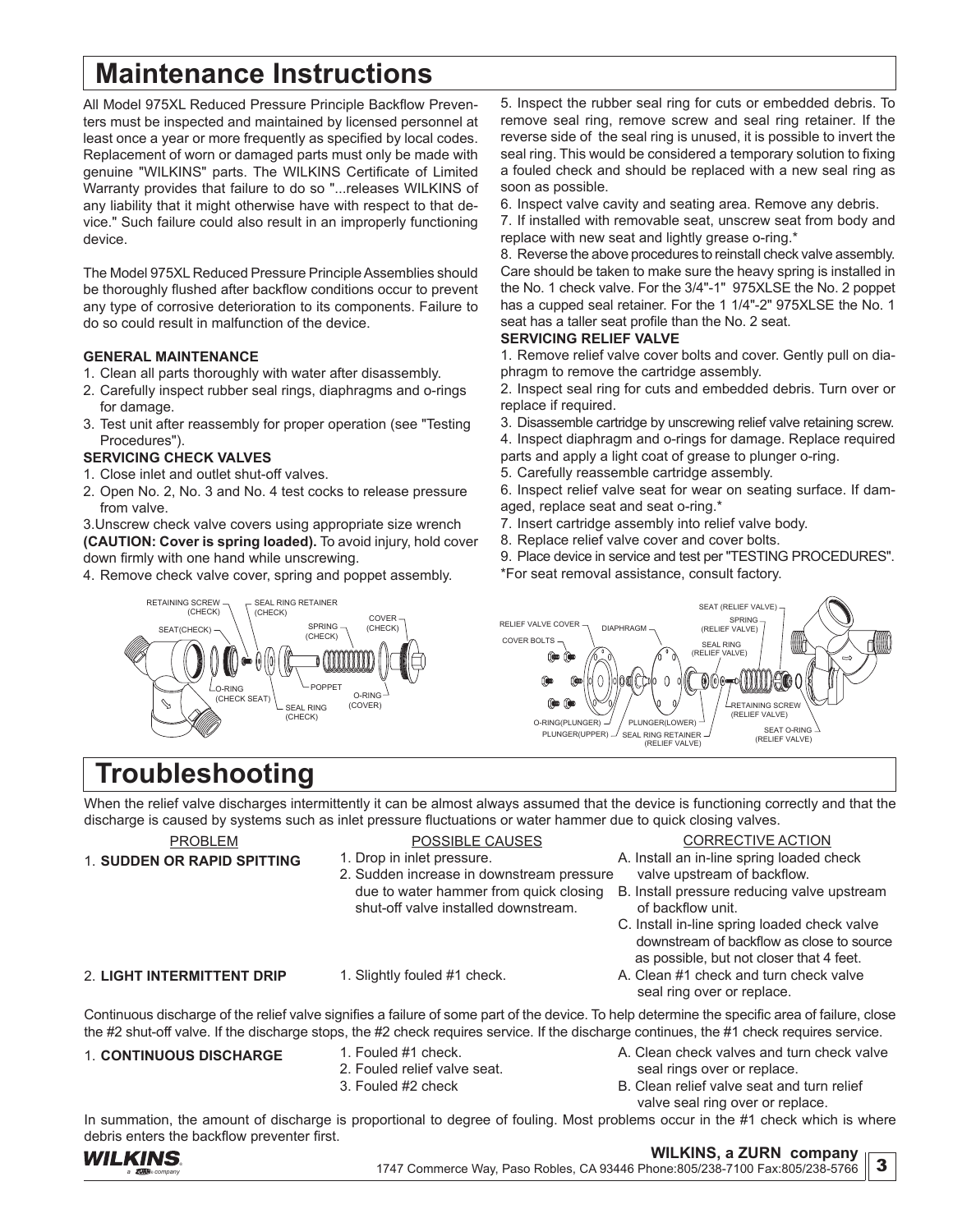# Maintenance Instructions

All Model 975XL Reduced Pressure Principle Backflow Preventers must be inspected and maintained by licensed personnel at least once a year or more frequently as specified by local codes. Replacement of worn or damaged parts must only be made with genuine "WILKINS" parts. The WILKINS Certificate of Limited Warranty provides that failure to do so "...releases WILKINS of any liability that it might otherwise have with respect to that device." Such failure could also result in an improperly functioning device.

The Model 975XL Reduced Pressure Principle Assemblies should be thoroughly flushed after backflow conditions occur to prevent any type of corrosive deterioration to its components. Failure to do so could result in malfunction of the device.

**GENERAL MAINTENANCE**

1. Clean all parts thoroughly with water after disassembly.
2. Carefully inspect rubber seal rings, diaphragms and o-rings for damage.
3. Test unit after reassembly for proper operation (see "Testing Procedures").

**SERVICING CHECK VALVES**

1. Close inlet and outlet shut-off valves.
2. Open No. 2, No. 3 and No. 4 test cocks to release pressure from valve.
3. Unscrew check valve covers using appropriate size wrench **(CAUTION: Cover is spring loaded).** To avoid injury, hold cover down firmly with one hand while unscrewing.
4. Remove check valve cover, spring and poppet assembly.
5. Inspect the rubber seal ring for cuts or embedded debris. To remove seal ring, remove screw and seal ring retainer. If the reverse side of the seal ring is unused, it is possible to invert the seal ring. This would be considered a temporary solution to fixing a fouled check and should be replaced with a new seal ring as soon as possible.
6. Inspect valve cavity and seating area. Remove any debris.
7. If installed with removable seat, unscrew seat from body and replace with new seat and lightly grease o-ring.*
8. Reverse the above procedures to reinstall check valve assembly. Care should be taken to make sure the heavy spring is installed in the No. 1 check valve. For the 3/4"-1" 975XLSE the No. 2 poppet has a cupped seal retainer. For the 1 1/4"-2" 975XLSE the No. 1 seat has a taller seat profile than the No. 2 seat.

**SERVICING RELIEF VALVE**

1. Remove relief valve cover bolts and cover. Gently pull on diaphragm to remove the cartridge assembly.
2. Inspect seal ring for cuts and embedded debris. Turn over or replace if required.
3. Disassemble cartridge by unscrewing relief valve retaining screw.
4. Inspect diaphragm and o-rings for damage. Replace required parts and apply a light coat of grease to plunger o-ring.
5. Carefully reassemble cartridge assembly.
6. Inspect relief valve seat for wear on seating surface. If damaged, replace seat and seat o-ring.*
7. Insert cartridge assembly into relief valve body.
8. Replace relief valve cover and cover bolts.
9. Place device in service and test per "TESTING PROCEDURES".

*For seat removal assistance, consult factory.

RETAINING SCREW (CHECK), SEAL RING RETAINER (CHECK), SEAT(CHECK), SPRING (CHECK), COVER (CHECK), O-RING (CHECK SEAT), POPPET, O-RING (COVER), SEAL RING (CHECK)

RELIEF VALVE COVER, COVER BOLTS, DIAPHRAGM, SEAT (RELIEF VALVE), SPRING (RELIEF VALVE), SEAL RING (RELIEF VALVE), RETAINING SCREW (RELIEF VALVE), SEAT O-RING (RELIEF VALVE), O-RING(PLUNGER), PLUNGER(UPPER), PLUNGER(LOWER), SEAL RING RETAINER (RELIEF VALVE)

# Troubleshooting

When the relief valve discharges intermittently it can be almost always assumed that the device is functioning correctly and that the discharge is caused by systems such as inlet pressure fluctuations or water hammer due to quick closing valves.

| PROBLEM | POSSIBLE CAUSES | CORRECTIVE ACTION |
|---|---|---|
| 1. **SUDDEN OR RAPID SPITTING** | 1. Drop in inlet pressure.<br>2. Sudden increase in downstream pressure due to water hammer from quick closing shut-off valve installed downstream. | A. Install an in-line spring loaded check valve upstream of backflow.<br>B. Install pressure reducing valve upstream of backflow unit.<br>C. Install in-line spring loaded check valve downstream of backflow as close to source as possible, but not closer that 4 feet. |
| 2. **LIGHT INTERMITTENT DRIP** | 1. Slightly fouled #1 check. | A. Clean #1 check and turn check valve seal ring over or replace. |

Continuous discharge of the relief valve signifies a failure of some part of the device. To help determine the specific area of failure, close the #2 shut-off valve. If the discharge stops, the #2 check requires service. If the discharge continues, the #1 check requires service.

| PROBLEM | POSSIBLE CAUSES | CORRECTIVE ACTION |
|---|---|---|
| 1. **CONTINUOUS DISCHARGE** | 1. Fouled #1 check.<br>2. Fouled relief valve seat.<br>3. Fouled #2 check | A. Clean check valves and turn check valve seal rings over or replace.<br>B. Clean relief valve seat and turn relief valve seal ring over or replace. |

In summation, the amount of discharge is proportional to degree of fouling. Most problems occur in the #1 check which is where debris enters the backflow preventer first.

**WILKINS, a ZURN company**
1747 Commerce Way, Paso Robles, CA 93446 Phone:805/238-7100 Fax:805/238-5766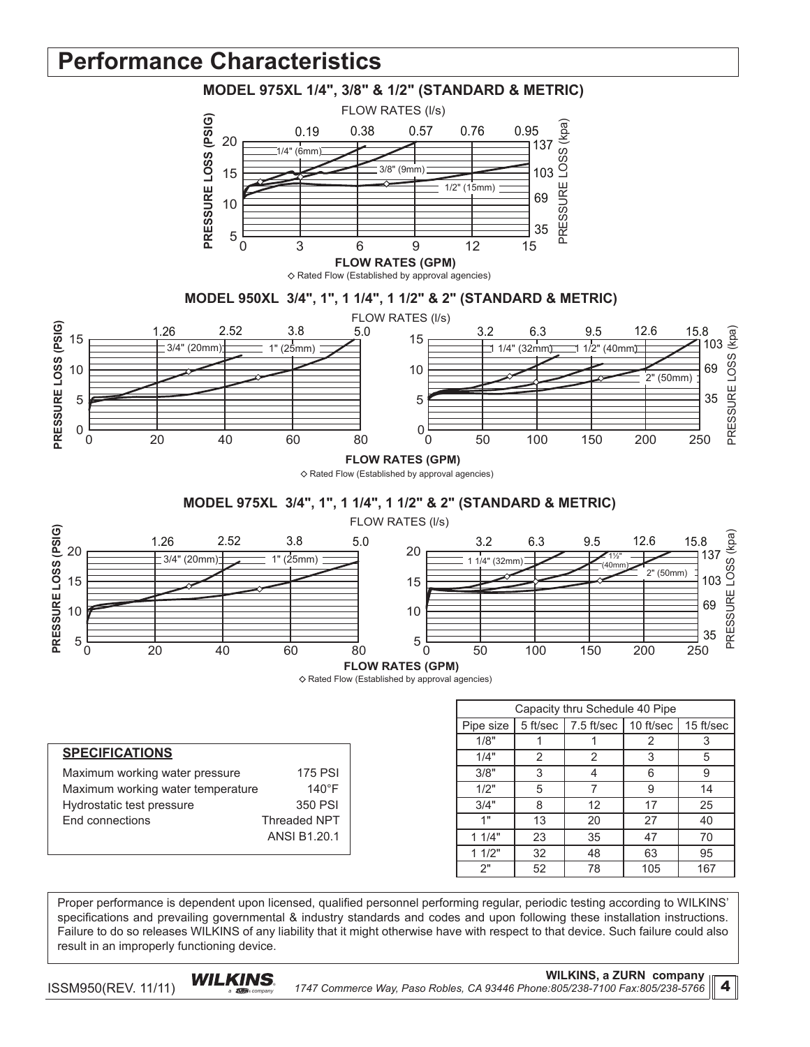# Performance Characteristics

### MODEL 975XL 1/4", 3/8" & 1/2" (STANDARD & METRIC)

FLOW RATES (l/s)
0.19 0.38 0.57 0.76 0.95
PRESSURE LOSS (PSIG)
20 15 10 5
PRESSURE LOSS (kpa)
137 103 69 35
1/4" (6mm)
3/8" (9mm)
1/2" (15mm)
0 3 6 9 12 15
FLOW RATES (GPM)
◇ Rated Flow (Established by approval agencies)

### MODEL 950XL 3/4", 1", 1 1/4", 1 1/2" & 2" (STANDARD & METRIC)

FLOW RATES (l/s)
1.26 2.52 3.8 5.0
3.2 6.3 9.5 12.6 15.8
PRESSURE LOSS (PSIG)
15 10 5 0
PRESSURE LOSS (kpa)
103 69 35
3/4" (20mm)
1" (25mm)
1 1/4" (32mm)
1 1/2" (40mm)
2" (50mm)
0 20 40 60 80
0 50 100 150 200 250
FLOW RATES (GPM)
◇ Rated Flow (Established by approval agencies)

### MODEL 975XL 3/4", 1", 1 1/4", 1 1/2" & 2" (STANDARD & METRIC)

FLOW RATES (l/s)
1.26 2.52 3.8 5.0
3.2 6.3 9.5 12.6 15.8
PRESSURE LOSS (PSIG)
20 15 10 5
PRESSURE LOSS (kpa)
137 103 69 35
3/4" (20mm)
1" (25mm)
1 1/4" (32mm)
1½" (40mm)
2" (50mm)
0 20 40 60 80
0 50 100 150 200 250
FLOW RATES (GPM)
◇ Rated Flow (Established by approval agencies)

| Capacity thru Schedule 40 Pipe | | | | |
|---|---|---|---|---|
| Pipe size | 5 ft/sec | 7.5 ft/sec | 10 ft/sec | 15 ft/sec |
| 1/8" | 1 | 1 | 2 | 3 |
| 1/4" | 2 | 2 | 3 | 5 |
| 3/8" | 3 | 4 | 6 | 9 |
| 1/2" | 5 | 7 | 9 | 14 |
| 3/4" | 8 | 12 | 17 | 25 |
| 1" | 13 | 20 | 27 | 40 |
| 1 1/4" | 23 | 35 | 47 | 70 |
| 1 1/2" | 32 | 48 | 63 | 95 |
| 2" | 52 | 78 | 105 | 167 |

**SPECIFICATIONS**

| | |
|---|---|
| Maximum working water pressure | 175 PSI |
| Maximum working water temperature | 140°F |
| Hydrostatic test pressure | 350 PSI |
| End connections | Threaded NPT ANSI B1.20.1 |

Proper performance is dependent upon licensed, qualified personnel performing regular, periodic testing according to WILKINS' specifications and prevailing governmental & industry standards and codes and upon following these installation instructions. Failure to do so releases WILKINS of any liability that it might otherwise have with respect to that device. Such failure could also result in an improperly functioning device.

ISSM950(REV. 11/11)

**WILKINS, a ZURN company**
*1747 Commerce Way, Paso Robles, CA 93446 Phone:805/238-7100 Fax:805/238-5766*